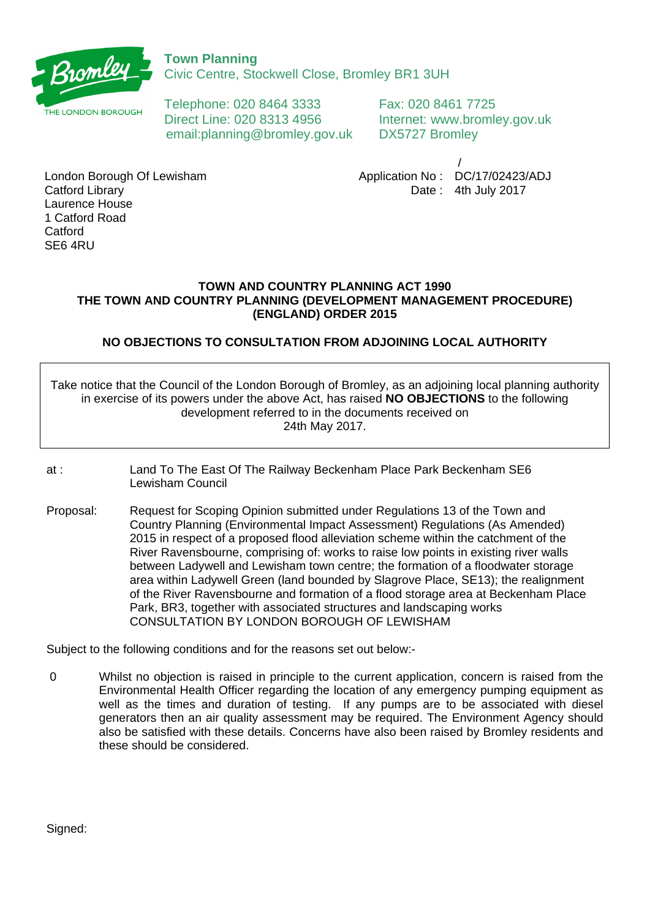**Town Planning**
Civic Centre, Stockwell Close, Bromley BR1 3UH

Telephone: 020 8464 3333
Direct Line: 020 8313 4956
email:planning@bromley.gov.uk

Fax: 020 8461 7725
Internet: www.bromley.gov.uk
DX5727 Bromley

London Borough Of Lewisham
Catford Library
Laurence House
1 Catford Road
Catford
SE6 4RU

Application No : DC/17/02423/ADJ
Date : 4th July 2017

**TOWN AND COUNTRY PLANNING ACT 1990**
**THE TOWN AND COUNTRY PLANNING (DEVELOPMENT MANAGEMENT PROCEDURE) (ENGLAND) ORDER 2015**

**NO OBJECTIONS TO CONSULTATION FROM ADJOINING LOCAL AUTHORITY**

Take notice that the Council of the London Borough of Bromley, as an adjoining local planning authority in exercise of its powers under the above Act, has raised **NO OBJECTIONS** to the following development referred to in the documents received on 24th May 2017.

at : Land To The East Of The Railway Beckenham Place Park Beckenham SE6 Lewisham Council

Proposal: Request for Scoping Opinion submitted under Regulations 13 of the Town and Country Planning (Environmental Impact Assessment) Regulations (As Amended) 2015 in respect of a proposed flood alleviation scheme within the catchment of the River Ravensbourne, comprising of: works to raise low points in existing river walls between Ladywell and Lewisham town centre; the formation of a floodwater storage area within Ladywell Green (land bounded by Slagrove Place, SE13); the realignment of the River Ravensbourne and formation of a flood storage area at Beckenham Place Park, BR3, together with associated structures and landscaping works CONSULTATION BY LONDON BOROUGH OF LEWISHAM

Subject to the following conditions and for the reasons set out below:-

0 Whilst no objection is raised in principle to the current application, concern is raised from the Environmental Health Officer regarding the location of any emergency pumping equipment as well as the times and duration of testing. If any pumps are to be associated with diesel generators then an air quality assessment may be required. The Environment Agency should also be satisfied with these details. Concerns have also been raised by Bromley residents and these should be considered.

Signed: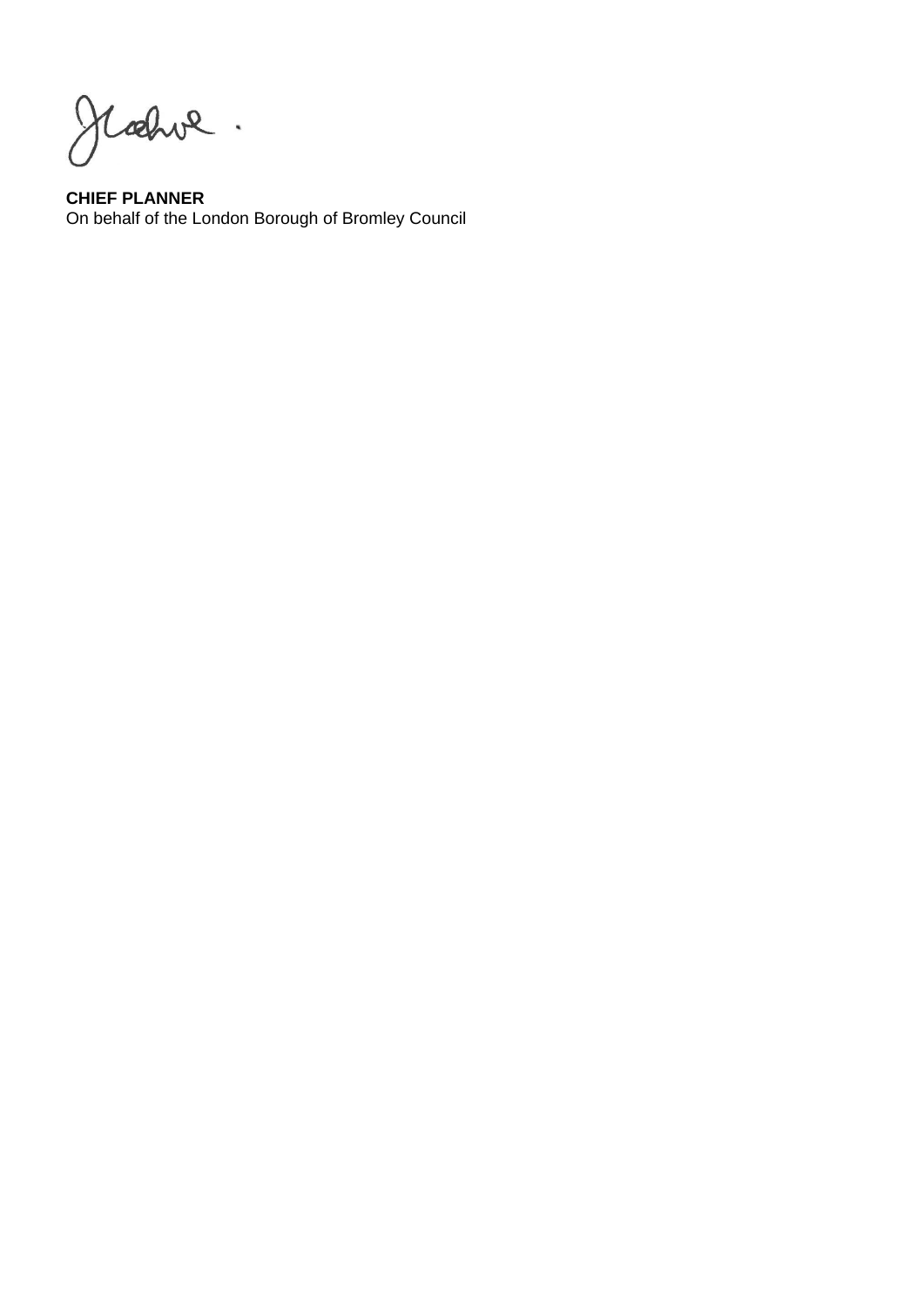**CHIEF PLANNER**
On behalf of the London Borough of Bromley Council